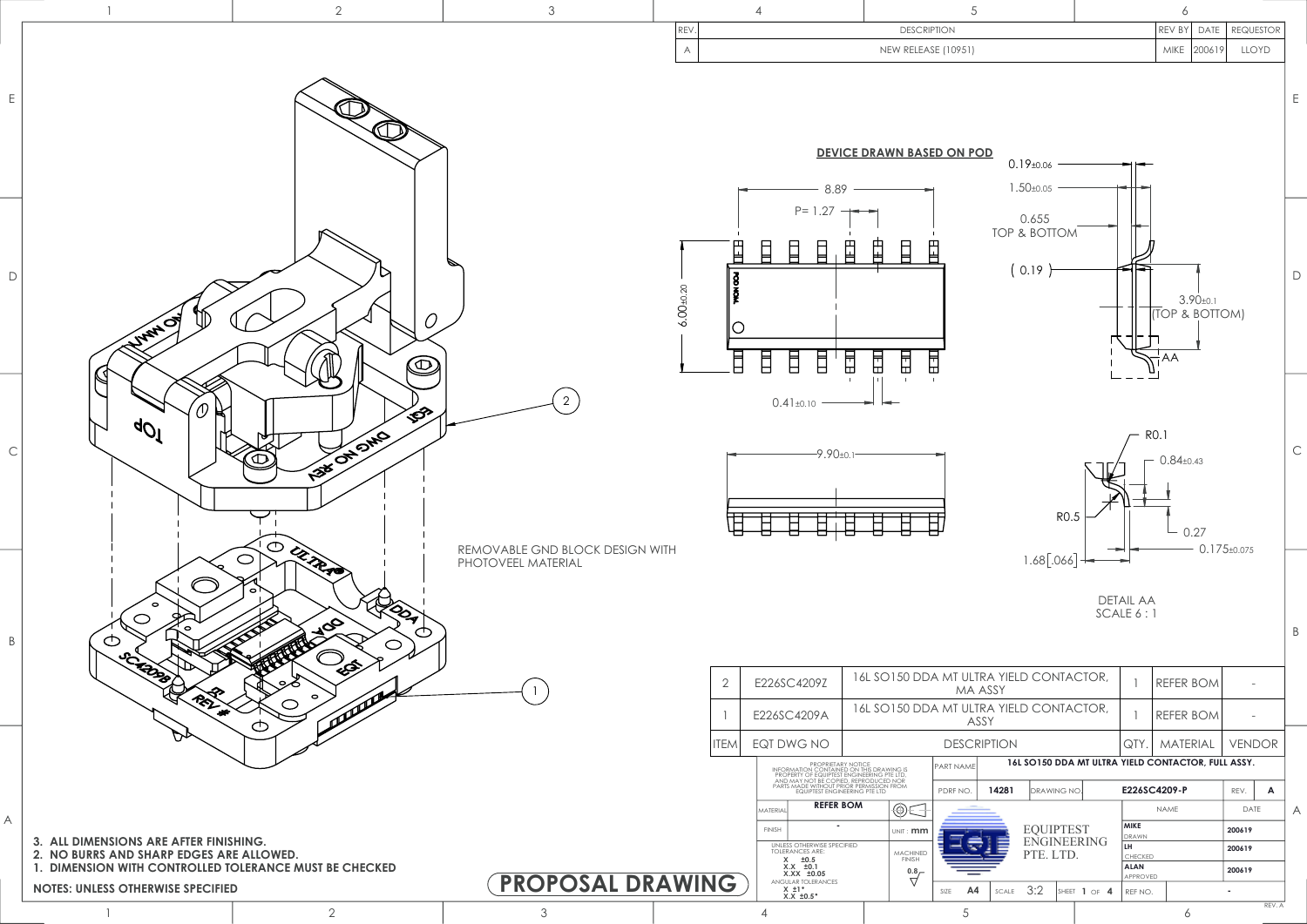| REV. | DESCRIPTION | REV BY | DATE | REQUESTOR |
|---|---|---|---|---|
| A | NEW RELEASE (10951) | MIKE | 200619 | LLOYD |

**DEVICE DRAWN BASED ON POD**

8.89

P= 1.27

6.00±0.20

0.41±0.10

9.90±0.1

0.19±0.06

1.50±0.05

0.655 TOP & BOTTOM

( 0.19 )

3.90±0.1 (TOP & BOTTOM)

AA

R0.1

0.84±0.43

R0.5

0.27

0.175±0.075

1.68[.066]

DETAIL AA
SCALE 6 : 1

REMOVABLE GND BLOCK DESIGN WITH PHOTOVEEL MATERIAL

| ITEM | EQT DWG NO | DESCRIPTION | QTY. | MATERIAL | VENDOR |
|---|---|---|---|---|---|
| 2 | E226SC4209Z | 16L SO150 DDA MT ULTRA YIELD CONTACTOR, MA ASSY | 1 | REFER BOM | - |
| 1 | E226SC4209A | 16L SO150 DDA MT ULTRA YIELD CONTACTOR, ASSY | 1 | REFER BOM | - |

PROPRIETARY NOTICE
INFORMATION CONTAINED ON THIS DRAWING IS PROPERTY OF EQUIPTEST ENGINEERING PTE LTD. AND MAY NOT BE COPIED, REPRODUCED NOR PARTS MADE WITHOUT PRIOR PERMISSION FROM EQUIPTEST ENGINEERING PTE LTD.

MATERIAL: REFER BOM

FINISH: -

UNIT : mm

UNLESS OTHERWISE SPECIFIED TOLERANCES ARE:
X ±0.5
X.X ±0.1
X.XX ±0.05
ANGULAR TOLERANCES
X ±1°
X.X ±0.5°

MACHINED FINISH 0.8

PART NAME: 16L SO150 DDA MT ULTRA YIELD CONTACTOR, FULL ASSY.

PDRF NO.: 14281

DRAWING NO: E226SC4209-P

REV.: A

EQUIPTEST ENGINEERING PTE. LTD.

| | NAME | DATE |
|---|---|---|
| DRAWN | MIKE | 200619 |
| CHECKED | LH | 200619 |
| APPROVED | ALAN | 200619 |

SIZE: A4 SCALE: 3:2 SHEET 1 OF 4 REF NO. -

**PROPOSAL DRAWING**

**NOTES: UNLESS OTHERWISE SPECIFIED**

**1. DIMENSION WITH CONTROLLED TOLERANCE MUST BE CHECKED**

**2. NO BURRS AND SHARP EDGES ARE ALLOWED.**

**3. ALL DIMENSIONS ARE AFTER FINISHING.**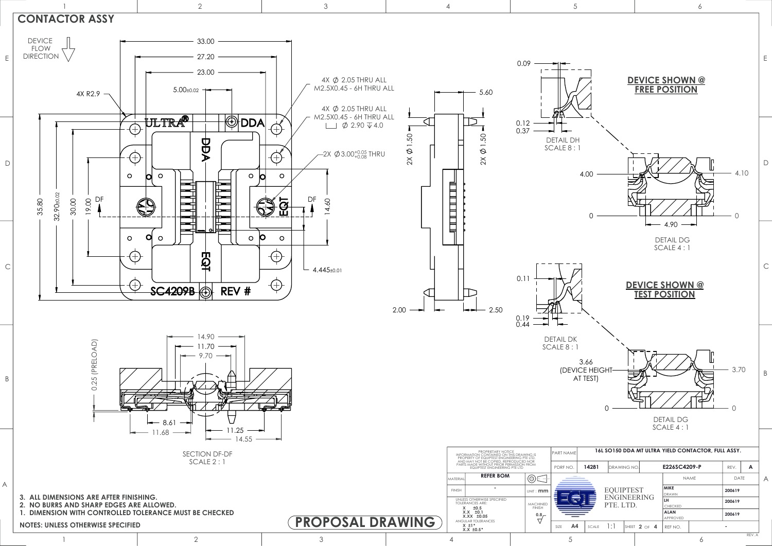# CONTACTOR ASSY

DEVICE FLOW DIRECTION

4X R2.9

33.00
27.20
23.00
5.00±0.02

4X Ø 2.05 THRU ALL
M2.5X0.45 - 6H THRU ALL

4X Ø 2.05 THRU ALL
M2.5X0.45 - 6H THRU ALL
⌴ Ø 2.90 ↧ 4.0

2X Ø3.00$^{+0.05}_{+0.08}$ THRU

35.80
32.90±0.02
30.00
19.00
DF
DF
14.60
4.445±0.01

ULTRA® DDA EQT SC4209B REV #

5.60
2X Ø 1.50
2X Ø 1.50
2.00
2.50

0.25 (PRELOAD)
14.90
11.70
9.70
8.61
11.68
11.25
14.55

SECTION DF-DF
SCALE 2 : 1

0.09
0.12
0.37
DETAIL DH
SCALE 8 : 1

## DEVICE SHOWN @ FREE POSITION

4.00
4.10
0
0
4.90
DETAIL DG
SCALE 4 : 1

0.11
0.19
0.44
DETAIL DK
SCALE 8 : 1

## DEVICE SHOWN @ TEST POSITION

3.66
(DEVICE HEIGHT AT TEST)
3.70
0
0
DETAIL DG
SCALE 4 : 1

NOTES: UNLESS OTHERWISE SPECIFIED

1. DIMENSION WITH CONTROLLED TOLERANCE MUST BE CHECKED
2. NO BURRS AND SHARP EDGES ARE ALLOWED.
3. ALL DIMENSIONS ARE AFTER FINISHING.

PROPOSAL DRAWING

| | | | |
|---|---|---|---|
| PROPRIETARY NOTICE: INFORMATION CONTAINED ON THIS DRAWING IS PROPERTY OF EQUIPTEST ENGINEERING PTE LTD. AND MAY NOT BE COPIED, REPRODUCED NOR PARTS MADE WITHOUT PRIOR PERMISSION FROM EQUIPTEST ENGINEERING PTE LTD | | PART NAME | 16L SO150 DDA MT ULTRA YIELD CONTACTOR, FULL ASSY. |
| MATERIAL | REFER BOM | PDRF NO. | 14281 |
| FINISH | - | UNIT : mm | DRAWING NO: E226SC4209-P |
| UNLESS OTHERWISE SPECIFIED TOLERANCES ARE: X ±0.5, X.X ±0.1, X.XX ±0.05; ANGULAR TOLERANCES X ±1°, X.X ±0.5° | | MACHINED FINISH 0.8 | REV. A |

| NAME | | DATE |
|---|---|---|
| MIKE | DRAWN | 200619 |
| LH | CHECKED | 200619 |
| ALAN | APPROVED | 200619 |

EQUIPTEST ENGINEERING PTE. LTD.

SIZE A4 | SCALE 1:1 | SHEET 2 OF 4 | REF NO. -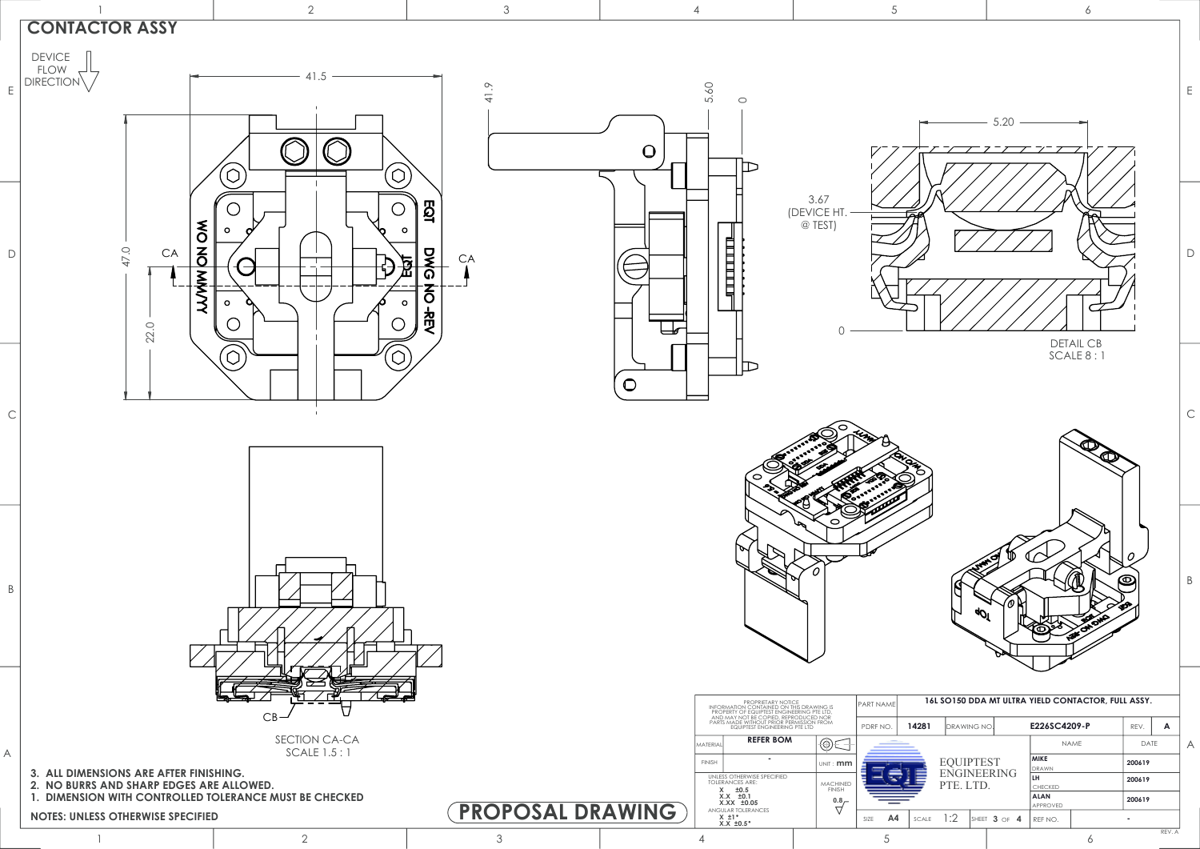# CONTACTOR ASSY

DEVICE FLOW DIRECTION

41.5

47.0

22.0

CA

CA

WO NO MM/YY

EQT

DWG NO-REV

41.9

5.60

0

3.67 (DEVICE HT. @ TEST)

0

5.20

DETAIL CB
SCALE 8 : 1

CB

SECTION CA-CA
SCALE 1.5 : 1

NOTES: UNLESS OTHERWISE SPECIFIED

1. DIMENSION WITH CONTROLLED TOLERANCE MUST BE CHECKED
2. NO BURRS AND SHARP EDGES ARE ALLOWED.
3. ALL DIMENSIONS ARE AFTER FINISHING.

**PROPOSAL DRAWING**

PROPRIETARY NOTICE
INFORMATION CONTAINED ON THIS DRAWING IS PROPERTY OF EQUIPTEST ENGINEERING PTE LTD. AND MAY NOT BE COPIED, REPRODUCED NOR PARTS MADE WITHOUT PRIOR PERMISSION FROM EQUIPTEST ENGINEERING PTE LTD.

| | | | |
|---|---|---|---|
| PART NAME | 16L SO150 DDA MT ULTRA YIELD CONTACTOR, FULL ASSY. | | |
| PDRF NO. | 14281 | DRAWING NO | E226SC4209-P |
| REV. | A | | |
| MATERIAL | REFER BOM | | |
| FINISH | - | UNIT : mm | |

UNLESS OTHERWISE SPECIFIED TOLERANCES ARE:
X ±0.5
X.X ±0.1
X.XX ±0.05
ANGULAR TOLERANCES
X ±1°
X.X ±0.5°

MACHINED FINISH 0.8

EQUIPTEST ENGINEERING PTE. LTD.

| | NAME | DATE |
|---|---|---|
| DRAWN | MIKE | 200619 |
| CHECKED | LH | 200619 |
| APPROVED | ALAN | 200619 |
| REF NO. | | - |

SIZE A4 | SCALE 1:2 | SHEET 3 OF 4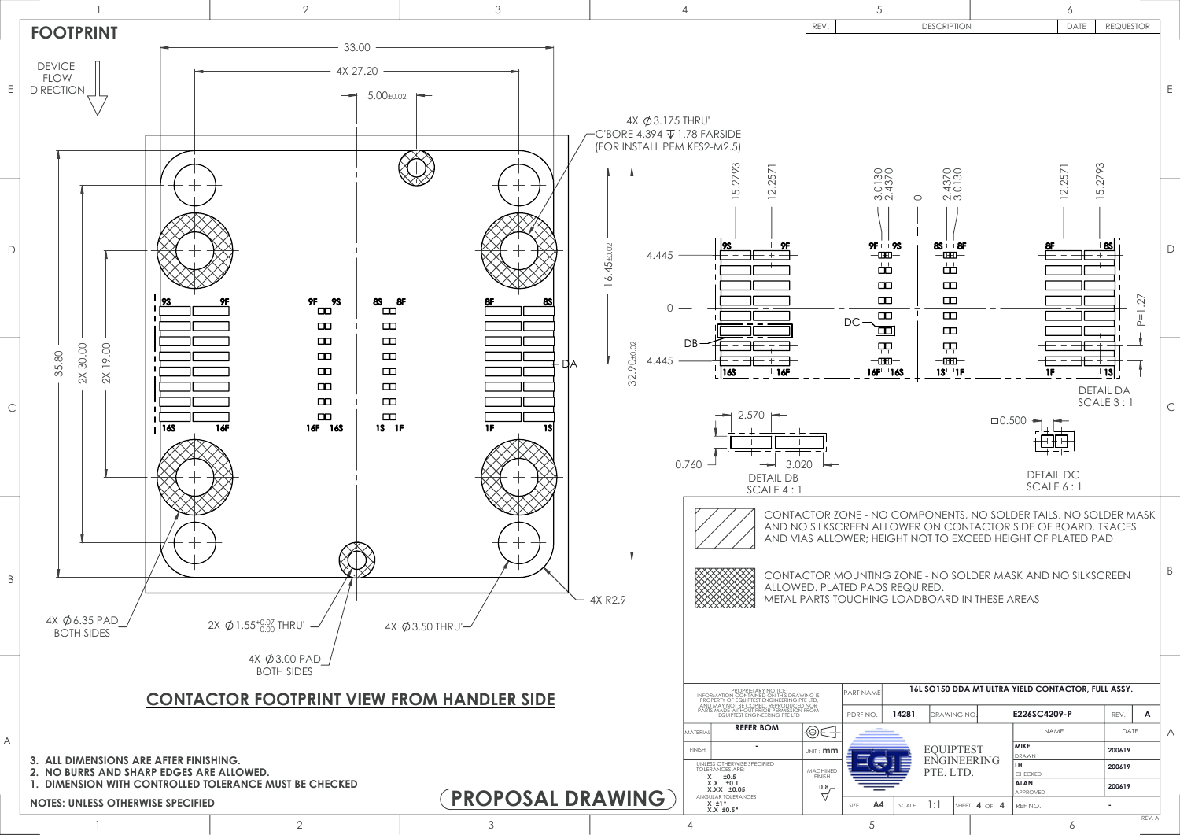# FOOTPRINT

DEVICE FLOW DIRECTION

33.00

4X 27.20

5.00±0.02

4X $\varnothing$3.175 THRU'
C'BORE 4.394 ↧ 1.78 FARSIDE
(FOR INSTALL PEM KFS2-M2.5)

16.45±0.02

32.90±0.02

35.80

2X 30.00

2X 19.00

9S 9F 9F 9S 8S 8F 8F 8S

16S 16F 16F 16S 1S 1F 1F 1S

DA

4X R2.9

4X $\varnothing$6.35 PAD BOTH SIDES

2X $\varnothing$ $1.55^{+0.07}_{0.00}$ THRU'

4X $\varnothing$3.50 THRU'

4X $\varnothing$3.00 PAD BOTH SIDES

## CONTACTOR FOOTPRINT VIEW FROM HANDLER SIDE

15.2793 12.2571 3.0130 2.4370 0 2.4370 3.0130 12.2571 15.2793

4.445

0

4.445

DC

DB

P=1.27

DETAIL DA
SCALE 3 : 1

2.570

0.760

3.020

DETAIL DB
SCALE 4 : 1

□0.500

DETAIL DC
SCALE 6 : 1

CONTACTOR ZONE - NO COMPONENTS, NO SOLDER TAILS, NO SOLDER MASK AND NO SILKSCREEN ALLOWER ON CONTACTOR SIDE OF BOARD. TRACES AND VIAS ALLOWER; HEIGHT NOT TO EXCEED HEIGHT OF PLATED PAD

CONTACTOR MOUNTING ZONE - NO SOLDER MASK AND NO SILKSCREEN ALLOWED. PLATED PADS REQUIRED.
METAL PARTS TOUCHING LOADBOARD IN THESE AREAS

| REV. | DESCRIPTION | DATE | REQUESTOR |
|---|---|---|---|
| | | | |

**NOTES: UNLESS OTHERWISE SPECIFIED**

1. **DIMENSION WITH CONTROLLED TOLERANCE MUST BE CHECKED**
2. **NO BURRS AND SHARP EDGES ARE ALLOWED.**
3. **ALL DIMENSIONS ARE AFTER FINISHING.**

**PROPOSAL DRAWING**

PROPRIETARY NOTICE
INFORMATION CONTAINED ON THIS DRAWING IS PROPERTY OF EQUIPTEST ENGINEERING PTE LTD. AND MAY NOT BE COPIED, REPRODUCED NOR PARTS MADE WITHOUT PRIOR PERMISSION FROM EQUIPTEST ENGINEERING PTE LTD

| | | | |
|---|---|---|---|
| PART NAME | 16L SO150 DDA MT ULTRA YIELD CONTACTOR, FULL ASSY. | | |
| PDRF NO. | 14281 | DRAWING NO | E226SC4209-P |
| REV. | A | | |
| MATERIAL | REFER BOM | | |
| FINISH | - | UNIT : mm | |

UNLESS OTHERWISE SPECIFIED TOLERANCES ARE:
X ±0.5
X.X ±0.1
X.XX ±0.05
ANGULAR TOLERANCES
X ±1°
X.X ±0.5°

MACHINED FINISH 0.8

EQUIPTEST ENGINEERING PTE. LTD.

| | NAME | DATE |
|---|---|---|
| DRAWN | MIKE | 200619 |
| CHECKED | LH | 200619 |
| APPROVED | ALAN | 200619 |

SIZE A4 | SCALE 1:1 | SHEET 4 OF 4 | REF NO. -

REV. A